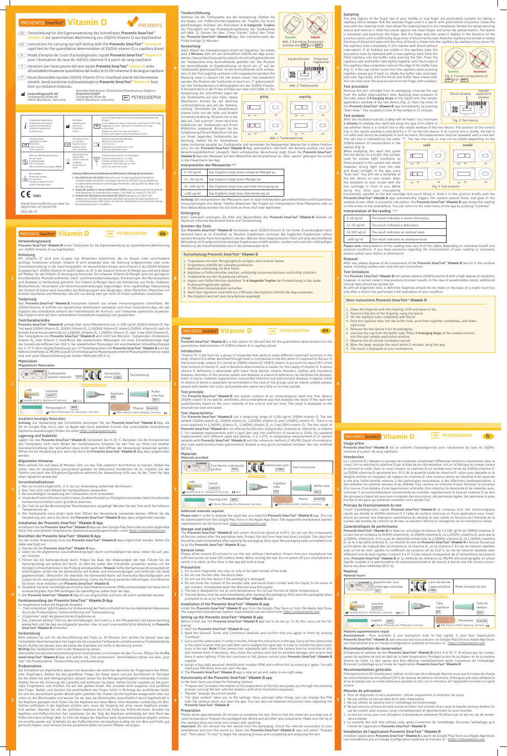# PREVENTIS SmarTest® Vitamin D

PREVENTIS

(de) Testanleitung für die Eigenanwendung des Schnelltests **Preventis SmarTest® Vitamin D** zur quantitativen Bestimmung von 25(OH)-Vitamin D aus Kapillarblut

(en) Instructions for carrying out self-testing with the **Preventis SmarTest® Vitamin D** rapid test for the quantitative determination of 25(OH)-vitamin D in capillary blood

(fr) Mode d'emploi de l'outil d'autodiagnostic rapide **Preventis SmarTest® Vitamin D** pour l'évaluation du taux de 25(OH)-vitamine D à partir de sang capillaire

(it) Istruzioni per l'esecuzione del test rapido **Preventis SmarTest® Vitamin D** volto all'autodeterminazione quantitativa del livello di 25-OH vitamina D da sangue capillare

(tr) Kılcal damardaki kandan 25(OH)-Vitamin D'nin nicelikse olarak belirlenmesine yönelik, kendi kendinize kullanabileceğiniz **Preventis SmarTest® Vitamin D** hızlı testi için kullanım kılavuzu

**Immundiagnostik AG**
Stubenwald-Allee 8a
64625 Bensheim, Germany

Vertrieb/Distribution/Distribution/Distribuzione/Dağıtım:
**Preventis GmbH**
Stubenwald-Allee 8a
64625 Bensheim, Germany

REF PST80100EP04

| | | | |
|---|---|---|---|
| Temperaturbegrenzung / Temperature limitation / Limite de température / Limite di temperatura / Sıcaklık limiti | | Hersteller / Manufacturer / Fabricant / Produttore / Üretici | In-vitro-Diagnostikum nur zur Anwendung außerhalb des Körpers / In vitro diagnostic device only to be used outside of the body / Dispositif médical de diagnostic in vitro à utiliser uniquement à l'extérieur du corps / Diagnostico in vitro solo per uso esterno / Sadece harici kullanıma yönelik in vitro tanı cihazı |
| Artikelnummer / Catalogue number / Référence / Codice articolo / Ürün numarası | | Chargennummer / Lot number / Numéro de lot / Numero lotto / Parti numarası | Gebrauchsanweisung beachten / Read user instructions / Lire la notice / Rispettare le istruzioni per l'uso / Kullanma talimatına uyun |
| Nicht zur Wiederverwendung / Do not reuse / À usage unique / Non riutilizzare / Yeniden kullanmaya uygun değildir | | Verwendbar bis / Expiry date / Utiliser avant le / Scadenza / Son kullanma tarihi | Inhalt ausreichend für <n> Prüfungen / Contains sufficient for <n> tests / Contenu suffisant pour <n> tests / Contenuto sufficiente per <n> test / İçeriği <n> adet test içindir |
| Bitte wenden / Please see reverse / Voir au verso / Si prega di vedere il retro / Lütfen arka sayfaya bakınız | | | |

**Literatur/References/Publications/Riferimenti bibliografici/Literatür:**

1. **Bischoff-Ferrari HA (2014)** Optimal serum 25-hydroxyvitamin D levels for multiple health outcomes. In Sunlight, Vitamin D and Skin Cancer (Advances in experimental medicine and biology). Reichrath J (ed) pp 500–25. New York: Springer-Verlag.
2. **Gupta AK, Jamwal V, Sakul & Malhotra P (2014)** Hypervitaminosis D and systemic manifestations: A comprehensive review. J Int. Med. Sci. Acad. 27: 236–237.
3. **Kimball SM, Mirhosseini N & Holick MF (2017)** Evaluation of vitamin D3 intakes up to 15,000 international units/day and serum 25-hydroxyvitamin D concentrations up to 300 nmol/L on calcium metabolism in a community setting. Dermatoendocrinol. 9: e1300213.

CE 0483

Stand/Version/Version/Notice en date du/Aggiornato al/Geçerlilik:
2021-08-30

---

# PREVENTIS SmarTest® Vitamin D — REF PST80100EP04 — de

## Verwendungszweck

**Preventis SmarTest® Vitamin D** ist ein Testsystem für die Eigenanwendung zur quantitativen Bestimmung von 25(OH)-Vitamin D aus Kapillarblut.

## Einleitung

Mit „Vitamin D" wird eine Gruppe von Molekülen bezeichnet, die im Körper viele verschiedene wichtige Funktionen erfüllen. Vitamin D wird entweder über die Nahrung aufgenommen oder unter Sonnenlichteinstrahlung in der Haut hergestellt. Im menschlichen Körper wird Vitamin D als 25(OH)-Vitamin D gespeichert. 25(OH)-Vitamin D macht dabei ca. 95 % der Gesamt-Vitamin-D-Menge aus und wird daher als Marker für die Vitamin-D-Versorgung bestimmt. Ein schwerer Vitamin-D-Mangel wird mit geringerer Knochendichte, Muskelkrankheiten, Herz- und Kreislauferkrankungen, Erkrankungen des Nervensystems und Diabetes in Verbindung gebracht. Ein Vitamin-D-Mangel kann die Entstehung von Krebs, Diabetes, Bluthochdruck, Herzinfarkt und Autoimmunerkrankungen begünstigen. Eine regelmäßige Überprüfung des Vitamin-D-Status wird besonders bei Risikogruppen wie Säuglingen, alten Menschen, Menschen mit dunkler Hautfarbe und Menschen, die sich nur wenig oder gar nicht im Freien aufhalten, empfohlen.

## Testprinzip

Das **Preventis SmarTest® Vitamin D** Testsystem besteht aus einem immunologischen Schnelltest, der 25(OH)-Vitamin D mithilfe von spezifischen Antikörpern nachweist, und einer Smartphone-App, die das Ergebnis des Schnelltests anhand der Farbintensität der Kontroll- und Testbande quantitativ auswertet. Das Ergebnis wird auf dem verwendeten Smartphone angezeigt und gespeichert.

## Testcharakteristika

**Preventis SmarTest® Vitamin D** verfügt über einen Messbereich von 5–100 ng/ml 25(OH)-Vitamin D. Der Test weist 25(OH)-Vitamin $D_2$, 25(OH)-Vitamin $D_3$, 1,25(OH)2-Vitamin D, sowie 1,25(OH)2-Vitamin $D_3$ nach. Es besteht keine Kreuzreaktivität zu 1,24(OH)2-Vitamin $D_3$, 1,24(OH)2-Vitamin $D_3$ oder 3-epi-(OH)-Vitamin $D_3$. Das Testergebnis vom **Preventis SmarTest® Vitamin D** wird nicht von Bilirubin, Triglyceriden, Cholesterin, Vitamin $B_6$ oder Vitamin C beeinflusst. Bei wiederholten Messungen mit einer Schnelltestcharge liegt der Variationskoeffizient bei 25,8 %, bei wiederholten Messungen mit verschiedenen Schnelltestchargen bei 3–37 %. Eine Vergleichsmessung von 27 Patientenproben mit **Preventis SmarTest® Vitamin D** und der Referenzmethode LC-MS/MS (Liquid-Chromatographie-Massenspektrometrie/Massenspektrometrie) ergab eine sehr gute Übereinstimmung der beiden Methoden (87,5 %).

## Materialien

**Mitgelieferte Materialien**

| | |
|---|---|
| Testkassette, einzeln verpackt TEST | Kameratest-karte CARD |
| Testanleitung | |
| **Probennahme-Set** | |
| Lanzette LANCET — Sarstedt AG & Co., Nümbrecht, Germany CE 0124 | Kapillare PIP |
| Pufferröhrchen BUF | |
| Reinigungstuch WIPE — B. Braun Melsungen AG, Melsungen, Germany | Pflaster PLASTER — IGN medical GmbH, Hamburg, Germany CE |

**Zusätzlich benötigte Materialien**

**Achtung:** Zur Auswertung des Schnelltests benötigen Sie die **Preventis SmarTest® Vitamin D**-App, die Sie im Google Play Store oder im Apple App Store beziehen können. Die unterstützten Smartphones (Systemvoraussetzungen) finden Sie unter https://vitd.preventis.com.

**Lagerung und Stabilität**

Lagern Sie das **Preventis SmarTest® Vitamin D**-Testsystem bei 4–30 °C. Benutzen Sie die Komponenten des Testsystems nicht nach Ablauf des Verfallsdatums. Schützen Sie den Test vor Hitze und direkter Sonneneinstrahlung. Der Schnelltest muss direkt nach dem Öffnen der Verpackung verwendet werden. Öffnen Sie die Verpackung erst, wenn Sie durch die **Preventis SmarTest® Vitamin D**-App dazu aufgefordert werden.

## Allgemeine Hinweise

Bitte nehmen Sie sich etwa 20 Minuten Zeit, um den Test ungestört durchführen zu können. Stellen Sie sicher, dass Ihr Smartphone ausreichend geladen ist (Akkustand mindestens 20 %). Schalten Sie das Telefon und auch den Klingelton/Signaltöne während der Anwendung nicht aus, da der Timer der App einen Signalton verwendet.

## Vorsichtsmaßnahmen

1. Nur zur in-vitro-Diagnostik, d. h. nur zur Anwendung außerhalb des Körpers.
2. Den Test nicht nach Ablauf des Verfallsdatums verwenden.
3. Bei beschädigter Verpackung die Testkassette nicht verwenden.
4. Inhalt des Pufferröhrchens nicht trinken; direkten Kontakt zur Flüssigkeit vermeiden. Nach Hautkontakt kontaminierte Stellen sofort gründlich waschen.
5. Der Test ist auf die Benutzung bei Raumtemperatur ausgelegt. Wenden Sie den Test nicht bei höheren Temperaturen an.
6. Die Testkassette muss direkt nach dem Öffnen der Verpackung verwendet werden. Öffnen Sie die Verpackung erst, wenn Sie durch die **Preventis SmarTest® Vitamin D**-App dazu aufgefordert werden.

## Installation der Preventis SmarTest® Vitamin D-App

Installieren Sie die **Preventis SmarTest® Vitamin D**-App aus dem Google Play Store oder aus dem Apple App Store. Die unterstützten Smartphones (Systemvoraussetzungen) finden unter https://vitd.preventis.com.

## Einrichten der Preventis SmarTest® Vitamin D-App

Vor der ersten Anwendung muss die **Preventis SmarTest® Vitamin D**-App eingerichtet werden. Gehen Sie dabei wie folgt vor:

1. Starten Sie die **Preventis SmarTest® Vitamin D**-App.
2. Lesen Sie die allgemeinen Geschäftsbedingungen durch und bestätigen Sie diese, indem Sie auf „weiter" drücken.
3. Führen Sie die Kameraprüfung durch. Folgen Sie dazu den Anweisungen der App. Führen Sie die Kameraprüfung am selben Ort durch, an dem Sie später den Schnelltest auswerten wollen, um die dortigen Lichtverhältnisse in die Prüfung einzubeziehen. **Hinweis:** Sollte die Kameraprüfung wiederholt fehlschlagen, prüfen Sie die Kameralinse auf Kratzer und Verunreinigungen und entfernen Sie diese gegebenenfalls. Überprüfen Sie ebenfalls die Kameralinse auf eventuelle Beschädigungen und sorgen Sie für eine gleichmäßige Beleuchtung. Sollte die Prüfung weiterhin fehlschlagen, kontaktieren Sie bitten Ihren Anbieter von **Preventis SmarTest® Vitamin D**.
4. Vergeben Sie eine vierstellige persönliche Identifikationsnummer (PIN) und bestätigen Sie diese durch erneute Eingabe. Ihre PIN benötigen Sie zukünftig bei jedem Start der App.
5. Die **Preventis SmarTest® Vitamin D**-App ist nun eingerichtet und kann ab sofort verwendet werden.

## Funktionsumfang der Preventis SmarTest® Vitamin D-App

Im Hauptmenü haben Sie folgende Auswahl:

- „Test vorbereiten" gibt Hinweise zur Vorbereitung des Tests und leitet mit kurzen bebilderten Sequenzen durch die Probennahme, Testdurchführung und Testauswertung.
- „Ergebnisse" zeigt die gespeicherten Ergebnisse an.
- Das „Zahnrad-Symbol" führt zu den Einstellungen. Dort kann u. a. die PIN geändert, die Kameraprüfung wiederholt und die App zurückgesetzt werden. Hier ist auch eine ausführliche Anleitung zu **Preventis SmarTest® Vitamin D** einsehbar.

## Vorbereitung

Bitte nehmen Sie sich für die Durchführung des Tests ca. 20 Minuten Zeit. Achten Sie darauf, dass das Testzubehör Raumtemperatur hat. Legen Sie die verpackte Testkassette und alle weiteren Testbestandteile bereit. Achten Sie darauf, dass die Spitze der Kapillare mit nichts in Berührung kommt.
**Wichtig:** Die Testkassette noch in der Verpackung lassen.

Überprüfen Sie die Internetverbindung Ihres Smartphones und schalten Sie den Ton ein. Öffnen Sie die **Preventis SmarTest® Vitamin D**-App und wählen Sie „Test vorbereiten". Anschließend starten Sie über „zum Test" die Probennahme, Testdurchführung und Auswertung.

## Probennahme

Zur Entnahme von Kapillarblut eignen sich besonders die seitlichen Bereiche der Fingerbeere des Mittel- oder Ringfingers. Reiben Sie den gewählten Finger, bis dieser warm und gut durchblutet ist. Reinigen Sie die Stelle mit dem Reinigungstuch, danach lassen Sie die Reinigungsflüssigkeit vollständig trocknen. Drehen Sie an der Sicherung der Lanzette und entfernen Sie diese. Drücken Sie die Lanzette auf die gereinigte Fingerbeere und drücken Sie auf den gelben Knopf. Die Lanzette wird ausgelöst und punktiert den Finger. Reiben und drücken Sie anschließend den Finger leicht in Richtung der punktierten Stelle, bis sich ein ausreichend großer Blutstropfen gebildet hat. Halten Sie die Kapillare waagerecht oder von unten an den Blutstropfen und warten Sie ab, dass das Blutstropfen das Blut automatisch in die Kapillare gezogen wird. Füllen Sie die Kapillare auf diese Weise ohne Absetzen vollständig mit Blut. Sollten Luftblasen in der Kapillare sichtbar sein, muss der Vorgang mit einer neuen Kapillare wiederholt werden. Stecken Sie mit der gefüllten Kapillare durch die Folie des Pufferröhrchens. Drücken Sie Kapillare und Pufferröhrchen fest zusammen, bis der Steg der Kapillare vollständig auf dem Rand des Pufferröhrchens aufliegt (Abb. 1). Falls die Kappe der Kapillare beim Zusammendrücken abgeht, stecken Sie diese bitte wieder auf. Schütteln Sie das Pufferröhrchen mit Kapillare kräftig, bis sich Blut und Puffer gut gemischt haben. Jetzt können Sie die punktierte Stelle mit einem Pflaster versorgen.

## Testdurchführung

Nehmen Sie die Testkassette aus der Verpackung. Drehen Sie die Kappe von Pufferröhrchen/Kapillare ab. Tropfen Sie durch gleichmäßiges Drücken des Röhrchens **3–4 hängende Tropfen** der Flüssigkeit auf das Probenauftragsfenster der Testkassette (Abb. 2). Starten Sie über „Timer starten" sofort den Timer der **Preventis SmarTest® Vitamin D**-App. Die Inkubationszeit der Probe beträgt 15 Minuten.

Abb. 1: Korrektes Zusammendrücken von PIP und BUF (Korrekt / Falsch)

Abb. 2: Testkassette (Ergebnisfenster / Probenauftragsfenster)

## Auswertung

Nach Ablauf der Inkubationszeit ertönt ein Signalton. Sie haben jetzt **2 Minuten** Zeit, um den Schnelltest mithilfe der App auszuwerten. Überprüfen Sie zunächst optisch, ob sich im Ergebnisfenster der Testkassette eine Kontrollbande gebildet hat. Die Position der Kontrollbande im Ergebnisfenster ist durch ein „C" auf der Testkassette gekennzeichnet. Ist die Kontrollbande nicht vorhanden, ist der Test ungültig und kann nicht ausgewertet werden. Die Messung muss in diesem Fall mit einem neuen Test wiederholt werden. Die Position der Testbande ist durch ein „T" gekennzeichnet. Die Testbande kann in Abhängigkeit von der 25(OH)-Vitamin-D-Konzentration in der Probe sichtbar sein oder nicht (Abb. 3). Zur Auswertung des Schnelltests legen Sie die Testkassette auf eine helle, ebene Oberfläche. Achten Sie auf ähnliche Lichtverhältnisse wie bei der Kameraprüfung. Vermeiden Sie Schattenwurf, starkes Licht von der Seite und direkte Sonneneinstrahlung. Drücken Sie in der App auf „Test scannen". Ihnen wird eine Schablone der Testkassette auf Ihrem Bildschirm angezeigt. Bringen Sie die Schablone auf Ihrem Bildschirm mit der vor Ihnen liegenden Testkassette zur Deckung. Halten Sie Ihr Smartphone dabei horizontal parallel zur Testkassette und vermeiden Sie Neigewinkel. Warten Sie in dieser Position kurz, bis die **Preventis SmarTest® Vitamin D**-App automatisch mithilfe der Kamera auslöst und zum Berechnungsbildschirm übergeht. Nach erfolgreicher Berechnung zeigt Ihnen die **Preventis SmarTest® Vitamin D**-App den Messwert auf dem Bildschirm des Smartphones an. Über „weiter" gelangen Sie zurück in das Hauptmenü der App.

Abb. 3: Testauswertung (gültig / ungültig)

**Interpretation des Messwertes [1,2,3]**

| | |
|---|---|
| 0–10 ng/ml | Das Ergebnis zeigt einen schweren Mangel an. |
| 11–30 ng/ml | Das Ergebnis zeigt einen Mangel an. |
| 31–100 ng/ml | Das Ergebnis zeigt eine optimale Versorgung an. |
| >100 ng/ml | Das Ergebnis zeigt eine Überdosierung an. |

**Achtung:** Die Interpretation des Messwerts kann je nach individuellen gesundheitlichen und körperlichen Voraussetzungen von dieser Tabelle abweichen. Bei Fragen zur Interpretation Ihres Messwertes oder zu Ihrer Behandlung wenden Sie sich bitte an Ihren Arzt oder Apotheker.

## Entsorgung

Nach Gebrauch entsorgen Sie bitte alle Bestandteile des **Preventis SmarTest® Vitamin D**-Testsets im Restmüll, inklusive Kameratest-Karte und Testanleitung.

## Grenzen des Tests

Das **Preventis SmarTest® Vitamin D**-Testsystem weist 25(OH)-Vitamin D mit hoher Zuverlässigkeit nach, dennoch kann es im Einzelfall zu falschen Ergebnissen kommen. Bei fraglichen Ergebnissen sollten weitere klinische Tests durchgeführt werden. Wie bei allen diagnostischen Tests soll eine definitive Befundung nicht aufgrund eines einzigen Ergebnisses erstellt werden, sondern erst nach der vollständigen Abklärung des Krankheitsbildes durch den betreuenden Arzt.

## Kurzanleitung Preventis SmarTest® Vitamin D

1. Fingerbeere mit dem Reinigungstuch reinigen und trocknen lassen.
2. Fingerbeere mithilfe der Lanzette punktieren.
3. Kapillare vollständig mit Blut füllen.
4. Kapillare in Pufferröhrchen stecken, vollständig zusammendrücken und kräftig schütteln.
5. Testkassette aus der Verpackung nehmen.
6. Kappe vom Pufferröhrchen abdrehen. **3–4 hängende Tropfen** der Probenlösung in das ovale Probenauftragsfenster geben.
7. 15 Minuten Inkubationszeit einhalten.
8. Nach dem Signalton innerhalb von 2 Minuten das Ergebnis mithilfe der App auswerten.
9. Das Ergebnis wird auf dem Smartphone angezeigt.

---

# PREVENTIS SmarTest® Vitamin D — REF PST80100EP04 — en

## Usage

**Preventis SmarTest® Vitamin D** is a test system for the self-test for the quantitative determination for the quantitative determination of 25(OH)-vitamin D in capillary blood.

## Introduction

"Vitamin D" is the term for a group of molecules that perform many different important functions in the body. Vitamin D is either absorbed through food, or is produced in the skin when it's exposed to the sun. In the human body, vitamin D is stored as 25(OH)-vitamin D. 25(OH)-vitamin D accounts for about 95% of the total amount of vitamin D, and is therefore determined as a marker for the supply of vitamin D. A severe vitamin D deficiency is associated with lower bone density, muscle disorders, heart and circulatory diseases, disorders of the nervous system and diabetes. A vitamin D deficiency can facilitate the development of cancer, diabetes, hypertension, myocardial infarction and autoimmune diseases. A regular check of vitamin D levels is especially recommended in the case of risk groups such as infants, elderly people, people with darker skin color, and people who spend very little or no time outside.

## Test principle

The **Preventis SmarTest® Vitamin D** test system consists of an immunological rapid test that detects 25(OH)-vitamin D via specific antibodies, and a smartphone app that analyzes the result of the rapid test quantitatively based on the color intensity of the control and test lines. The result is displayed on the smartphone used and saved.

## Test characteristics

The **Preventis SmarTest® Vitamin D** has a measuring range of 5-100 ng/ml 25(OH)-vitamin D. The test detects 25(OH)-vitamin $D_2$, 25(OH)-vitamin $D_3$, 1,25(OH)2-vitamin $D_3$, and 1,25(OH)2-vitamin $D_2$. There is no cross-reactivity to 1,24(OH)2-vitamin $D_3$, 1,24(OH)2-vitamin $D_3$ or 3-epi-(OH)-vitamin $D_3$. The test result of **Preventis SmarTest® Vitamin D** is not affected by bilirubin, triglycerides, cholesterol, vitamin $B_6$ or vitamin C. For repeated measurements with a rapid test rate, the coefficient of variation is 25.8%; for repeated measurements with different rapid test batches, it is 3-37%. A comparative measurement of 27 patient samples with **Preventis SmarTest® Vitamin D** and the reference method LC-MS/MS (liquid chromatography mass spectrometry/mass spectrometry) showed a very good correlation between the two methods (87.5%).

## Materials

**Materials provided**

| | |
|---|---|
| Test device, individually packed TEST | Camera test card CARD |
| Test instructions | |
| **Sampling set** | |
| Lancet LANCET — Sarstedt AG & Co., Nümbrecht, Germany CE 0124 | Capillary tube PIP |
| Buffer tube BUF | |
| Cleaning cloth WIPE — B. Braun Melsungen AG, Melsungen, Germany | Plaster PLASTER — IGN medical GmbH, Hamburg, Germany CE |

**Additional materials required**

**Please note:** In order to analyze the rapid test, you need the **Preventis SmarTest® Vitamin D** app. This can be downloaded from the Google Play Store or the Apple App Store. The supported smartphones (system requirements) can be found here: https://vitd.preventis.com.

**Storage and stability**

The **Preventis SmarTest® Vitamin D** test system should be stored at 4-30°C. Do not use the components of the test system after the expiration date. Protect the test from heat and direct sunlight. The rapid test should be used immediately after opening the packaging. Only open the packaging when prompted to do so by the **Preventis SmarTest® Vitamin D** app.

## General notes

Please allow around 20 minutes to run the test, without interruption. Ensure that your smartphone has sufficient power (at least 20% battery level). While running the test, do not switch off your smartphone or switch it to silent, as the timer in the app will emit a beep.

## Precautions

1. For in-vitro diagnostic use only, i.e. only to be used outside of the body.
2. Do not use the test after the expiry date.
3. Do not use the test device if the packaging is damaged.
4. Do not drink the content of the sample tube, and avoid direct contact with the liquid. In the event of skin contact, immediately wash the affected area thoroughly.
5. The test is designed for use at room temperature. Do not use the test at higher temperatures.
6. The test device must be used immediately after opening the packaging. Only open the packaging when prompted to do so by the **Preventis SmarTest® Vitamin D** app.

## Installation of the Preventis SmarTest® Vitamin D app

Install the **Preventis SmarTest® Vitamin D** app from the Google Play Store or from the Apple App Store. The supported smartphones (system requirements) can be found here: https://vitd.preventis.com.

## Setting up the Preventis SmarTest® Vitamin D app

Before initial use, the **Preventis SmarTest® Vitamin D** app has to be set up. To do this, carry out the following:

1. Start the **Preventis SmarTest® Vitamin D** app.
2. Read the General Terms and Conditions carefully and confirm that you agree to them by clicking "Continue".
3. Carry out the camera test. In order to do this, follow the instructions in the app. Carry out the camera test in the same location that you will later use to analyze the rapid test, in order to include the light conditions in the test. **Note:** If the camera test repeatedly fails, check the camera lens for scratches or dirt, and remove them if necessary. Also check the camera card test for possible damage, and ensure that there is even lighting. If the test continues to fail, please contact your **Preventis SmarTest® Vitamin D** supplier.
4. Assign a four-digit personal identification number (PIN) and confirm this by entering it again. You will need your PIN every time you start the app.
5. The **Preventis SmarTest® Vitamin D** app is now set up and ready to use right away.

## Functionality of the Preventis SmarTest® Vitamin D app

In the main menu you have the following options:

- "Prepare test" provides information on the preparation of the test, and guides you through the sampling process, running the test, and test analysis, with short illustrated sequences.
- "Results" displays the stored results.
- The "gear symbol" takes you to the settings. Here, amongst other things, you can change the PIN, redo the camera check and reset the app. You can also see detailed instructions here regarding the **Preventis SmarTest® Vitamin D**.

## Preparation

Please allow approximately 20 minutes to complete the test. Ensure that the materials provided are at room temperature. Prepare the packaged test device and all other test components. Make sure the tip of the capillary does not come into contact with anything.
**Important:** Do not remove the test device from the packaging. Check the internet connection to your smartphone and turn the sound on. Open the **Preventis SmarTest® Vitamin D** app and select "Prepare test". Then select "To test" to begin the sampling process and completing and analyzing the test.

## Sampling

The side regions of the finger tips of your middle or ring finger are particularly suitable for taking a capillary blood sample. Rub the selected finger until it is warm, with good blood circulation. Clean the area with the cleaning cloth, then allow the cleaning liquid to dry completely. Rotate the lancet securing device and remove it. Hold the lancet against the clean finger, and press the yellow button. The lancet is activated, and punctures the finger. Rub the finger and then press it slightly in the direction of the puncture point, until a sufficiently large drop of blood has formed. Hold the capillary horizontal or below the drop of blood and wait until the drop of blood is drawn into the capillary by capillary force alone. Fill the capillary tube completely in this manner with blood without interruption. If air bubbles are visible in the capillary tube, the procedure must be repeated with a new capillary tube. Stick the filled capillary into the buffer tube, piercing the film. Press the capillary tube and buffer tube tightly together until the bridge of the capillary tube completely rests on the edge of the buffer tube (Fig. 1). If the cap comes loose from the capillary when pressing together, please put it back on. Shake the buffer tube and capillary tube vigorously until the blood and buffer have mixed well. You can now cover the puncture point on the finger with a plaster.

Fig. 1: Correct compression of PIP and BUF (Correct / Incorrect)

## Test procedure

Remove the test cartridge from its packaging. Unscrew the cap from the buffer tube/capillary tube. Applying even pressure to the tube, place **3-4 hanging drops** of the liquid onto the sample application window of the test device (Fig. 2). Start the timer of the **Preventis SmarTest® Vitamin D** app immediately, by pressing "Start timer". The incubation time of the sample is 15 minutes.

Fig. 2: Test device (Result window / Sample application window)

## Test analysis

After the incubation period, a beep will be heard. You now have **2 minutes** to analyze the rapid test using the app. First check to see whether there is a control line in the results window of the test device. The position of the control line in the results window is indicated by a "C" on the test device. If no control line is visible, the test is not valid and cannot be analyzed! In such an event, the measurement must be repeated, with a new test. The test line is indicated by the letter "T". The test line may or may not be visible depending on the 25(OH)-vitamin D concentration in the sample (Fig. 3).

When analyzing the rapid test, place the test device on a bright, flat surface. Look for similar light conditions as those present in the camera test. Avoid shadows, strong light from the side and direct sunlight. In the app, press "Scan test". You will see a template of the test device on your screen. Align the template on your screen with the test cartridge in front of you. While doing this, hold your smartphone horizontally, parallel to the test cartridge and avoid tilting it. Hold it in this position briefly until the **Preventis SmarTest® Vitamin D** app automatically triggers the camera several times, and goes to the analysis screen. After a successful calculation, the **Preventis SmarTest® Vitamin D** app shows the reading on the screen of the smartphone. You can return to the main menu of the app by pressing "Continue".

Fig. 3: Test analysis (valid / invalid)

**Interpretation of the reading [1,2,3]**

| | |
|---|---|
| 0-10 ng/ml | The result indicates a severe deficiency. |
| 11-30 ng/ml | The result indicates a deficiency. |
| 31-100 ng/ml | The result indicates an optimal level. |
| >100 ng/ml | The result indicates an excessive level. |

**Please note:** Interpretation of the reading may vary from this table, depending on individual health and physical conditions. If you have questions regarding the interpretation of your reading or treatment, please contact your doctor or pharmacist.

## Disposal

After use, please dispose of all components of the **Preventis SmarTest® Vitamin D** test kit in the residual waste, including camera test card and test instructions.

## Test limitations

The **Preventis SmarTest® Vitamin D** test system detects 25(OH)-vitamin D with a high degree of reliability; however, in certain cases it may produce incorrect results. In the case of questionable results, additional clinical tests should be carried out.
As with all diagnostic tests, a definitive diagnosis should not be made on the basis of a single result but only after a doctor has performed a full evaluation of your condition.

## Short instructions Preventis SmarTest® Vitamin D

1. Clean the fingertip with the cleaning cloth and leave to dry.
2. Puncture the skin of the fingertip, using the lancet.
3. Fill the capillary tube completely with blood.
4. Stick the capillary tube into the buffer tube, push them together completely, and shake vigorously.
5. Remove the test device from its packaging.
6. Unscrew the cap from the buffer tube. Place **3-4 hanging drops** of the sample solution into the oval sample application window.
7. Observe the 15-minute incubation period.
8. After the beep, analyze the result within 2 minutes, using the app.
9. The result is displayed on your smartphone.

---

# PREVENTIS SmarTest® Vitamin D — REF PST80100EP04 — fr

## Usage prévu

**Preventis SmarTest® Vitamin D** est un système d'autodiagnostic pour l'évaluation du taux de 25(OH)-vitamine D à partir de sang capillaire.

## Introduction

La « vitamine D » désigne un groupe de molécules remplissant différentes fonctions importantes dans le corps. Soit on absorbe la vitamine D par le biais de son alimentation, soit on la fabrique au niveau cutané en prenant le soleil. Dans le corps humain, la vitamine D est stockée sous forme de 25(OH)-vitamine D. La 25(OH)-vitamine D représente env. 95 % de la quantité totale de vitamine D, raison pour laquelle on la désigne comme un marqueur de l'apport en vitamine D. Une carence sévère en vitamine D est associée à une plus faible densité osseuse, à des pathologies musculaires, à des affections cardiovasculaires, à des maladies du système nerveux et au diabète. Une carence en vitamine D peut favoriser la survenue d'un cancer, d'un diabète, d'une hypertension artérielle, d'un infarctus du myocarde et de maladies auto-immunes. Il est particulièrement recommandé de contrôler régulièrement le taux de vitamine D au sein des groupes à risque tels que ceux composés des nourrissons, des personnes âgées, des personnes à peau foncée et des gens qui prennent rarement, voire jamais l'air.

## Principe de fonctionnement du test

L'outil d'autodiagnostic rapide **Preventis SmarTest® Vitamin D** se compose d'un test immunologique rapide qui décèle la 25(OH)-vitamine D à l'aide de certains anticorps et d'une application pour smartphone qui permet une évaluation quantitative du résultat du test rapide en fonction de l'intensité de la couleur des bandes de contrôle et de test. Le résultat s'affiche et s'enregistre sur le smartphone utilisé.

## Caractéristiques de performance

**Preventis SmarTest® Vitamin D** se base sur une plage de mesure de 5 à 100 ng/ml de 25(OH)-vitamine D. Le test met en évidence la 25(OH)-vitamine $D_2$, la 25(OH)-vitamine $D_3$, la 1,25(OH)2-vitamine D, ainsi que la 1,25(OH)2-vitamine $D_3$. Il n'y a pas de réactivité croisée avec la 1,24(OH)2-vitamine $D_3$, la 1,24(OH)2-vitamine $D_3$ ou la 3-épi-(OH)-vitamine $D_3$. Le résultat du test de **Preventis SmarTest® Vitamin D** n'est pas faussé par la bilirubine, les triglycérides, le cholestérol, la vitamine $B_6$ ou la vitamine C. En cas de mesures répétées avec un lot de tests rapides, le coefficient de variation est de 25,8 %, en cas de mesures répétées avec différents lots de tests rapides, il atteint 3 à 37 %. Une mesure comparative de 27 échantillons de patients avec **Preventis SmarTest® Vitamin D** et la méthode de référence LC-MS/MS (chromatographie en phase liquide couplée à la spectrométrie de masse/spectrométrie de masse) a donné une très bonne concordance des deux méthodes (87,5 %).

## Matériel

**Matériel fourni**

| | |
|---|---|
| Cassette test, sous emballage individuel TEST | Carte de test de l'appareil photo CARD |
| Mode d'emploi du test | |
| **Nécessaire de prélèvement d'échantillon** | |
| Lancette LANCET — Sarstedt AG & Co., Nümbrecht, Germany CE 0124 | Tube capillaire PIP |
| Tube de tampon BUF | |
| Lingette WIPE — B. Braun Melsungen AG, Melsungen, Germany | Pansement PLASTER — IGN medical GmbH, Hamburg, Germany CE |

**Matériel supplémentaire requis**

**Avertissement :** Pour procéder à une évaluation avec le test rapide, il vous faut l'application **Preventis SmarTest® Vitamin D**, que vous pouvez vous procurer sur Google Play Store ou Apple App Store. Les smartphones pris en charge (configuration système) se trouvent ici : https://vitd.preventis.com.

**Recommandations de conservation**

Entreposez le système de tests **Preventis SmarTest® Vitamin D** entre 4 et 30 °C. N'utilisez pas les composantes du système de test au-delà de la date d'expiration. Protégez le test de la chaleur et de la lumière directe du soleil. Le test rapide doit être effectué immédiatement après l'ouverture de l'emballage. N'ouvrez l'emballage qu'à l'invite de l'application **Preventis SmarTest® Vitamin D**.

## Recommandations générales

Prévoyez environ 20 minutes pour réaliser ce test sans être dérangé. Assurez-vous que le niveau de charge de votre smartphone est suffisant (20 % de réserve de batterie minimum). N'éteignez pas votre téléphone et ne le passez pas en mode silencieux pendant le test, car le minuteur de l'application envoie un signal sonore.

## Mesures de précaution

1. Pour un diagnostic in vitro seulement : utilisé uniquement à l'extérieur du corps.
2. Ne pas utiliser ce test au-delà de la date d'expiration.
3. Ne pas utiliser la cassette test si l'emballage est endommagé.
4. Ne pas boire le contenu du tube à essai et éviter tout contact direct avec le liquide contenu dedans. En cas de contact avec la peau, rincer immédiatement et abondamment la zone touchée.
5. Le test est conçu pour une utilisation à température ambiante. N'utilisez pas ce test en cas de température élevée.
6. La cassette test doit être utilisée juste après l'ouverture de l'emballage. N'ouvrez l'emballage qu'à l'invite de l'application **Preventis SmarTest® Vitamin D**.

## Installation de l'application Preventis SmarTest® Vitamin D

Installez l'application **Preventis SmarTest® Vitamin D** à partir de Google Play Store ou d'Apple App Store. Les smartphones pris en charge (configuration système) se trouvent ici : https://vitd.preventis.com.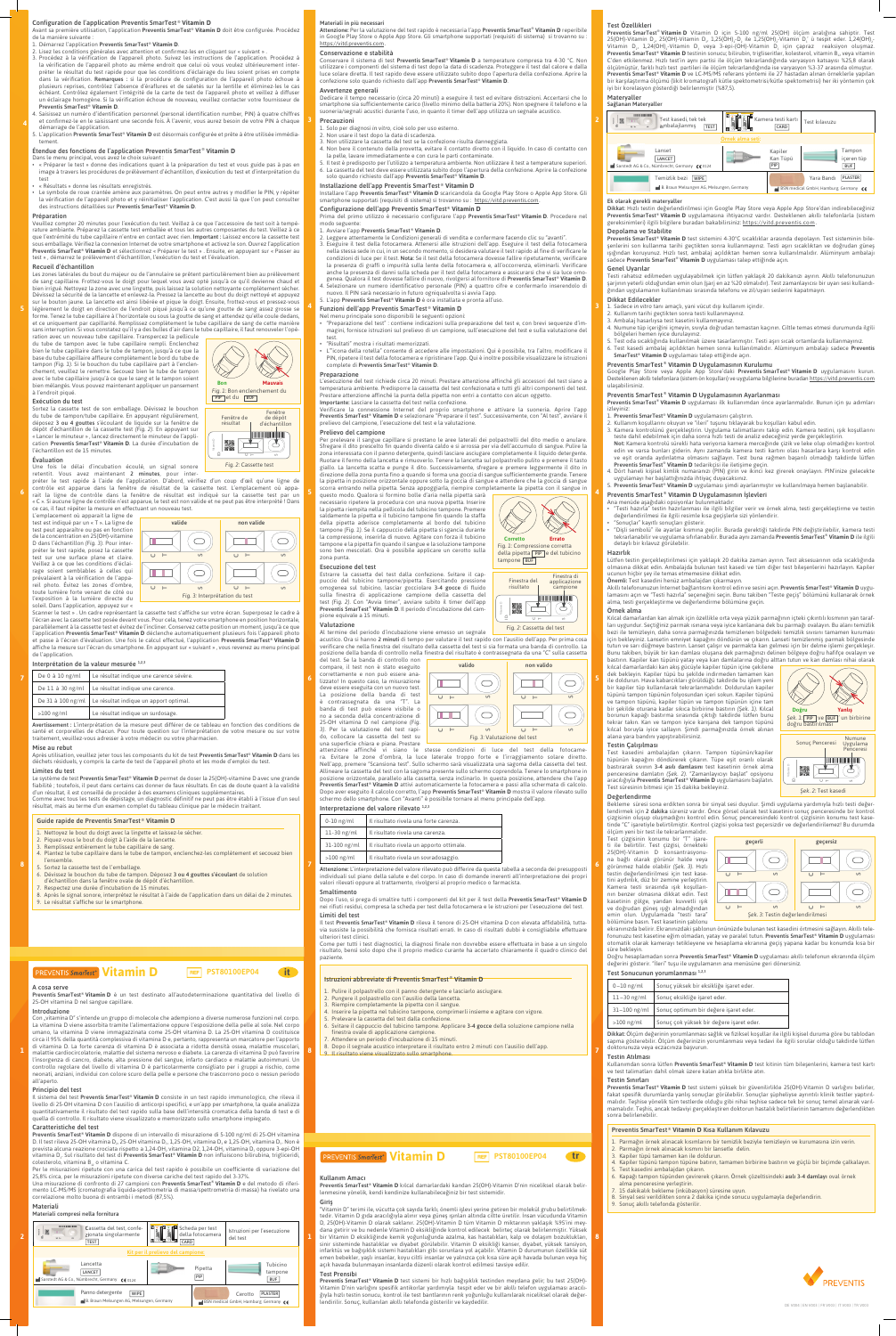### Configuration de l'application Preventis SmartTest® Vitamin D

Avant sa première utilisation, l'application **Preventis SmartTest® Vitamin D** doit être configurée. Procédez de la manière suivante :

1. Démarrez l'application **Preventis SmartTest® Vitamin D**.
2. Lisez les conditions générales avant attention et confirmez-les en cliquant sur « suivant ».
3. Procédez à la vérification de l'appareil photo. Suivez les instructions de l'application. Procédez à la vérification de l'appareil photo au même endroit que celui où vous voulez ultérieurement interpréter le résultat du test rapide pour que les conditions d'éclairage du lieu soient prises en compte dans la vérification. **Remarques :** si la procédure de configuration de l'appareil photo échoue à plusieurs reprises, contrôlez l'absence d'éraflures et de saletés sur la lentille et éliminez-les le cas échéant. Contrôlez également l'intégrité de la carte de test de l'appareil photo et veillez à diffuser un éclairage homogène. Si la vérification échoue de nouveau, veuillez contacter votre fournisseur de **Preventis SmartTest® Vitamin D**.
4. Saisissez un numéro d'identification personnel (personal identification number, PIN) à quatre chiffres et confirmez-le en le saisissant une seconde fois. À l'avenir, vous aurez besoin de votre PIN à chaque démarrage de l'application.
5. L'application **Preventis SmartTest® Vitamin D** est désormais configurée et prête à être utilisée immédiatement.

### Étendue des fonctions de l'application Preventis SmartTest® Vitamin D

Dans le menu principal, vous avez le choix suivant :

- « Préparer le test » donne des indications quant à la préparation du test et vous guide pas à pas en image à travers les procédures de prélèvement d'échantillon, d'exécution du test et d'interprétation du test.
- « Résultats » donne les résultats enregistrés.
- Le symbole de roue crantée amène aux paramètres. On peut entre autres y modifier le PIN, y répéter la vérification de l'appareil photo et réinitialiser l'application. C'est aussi là que l'on peut consulter des instructions détaillées sur **Preventis SmartTest® Vitamin D**.

### Préparation

Veuillez compter 20 minutes pour l'exécution du test. Veillez à ce que l'accessoire de test soit à température ambiante. Préparez la cassette test emballée et tous les autres composants du test. Veillez à ce que l'extrémité du tube capillaire n'entre en contact avec rien. **Important :** Laissez encore la cassette test sous son emballage. Vérifiez la connexion Internet de votre smartphone et activez le son. Ouvrez l'application **Preventis SmartTest® Vitamin D** et sélectionnez « Préparer le test ». Ensuite, en appuyant sur « Passer au test », démarrez le prélèvement d'échantillon, l'exécution du test et l'évaluation.

### Recueil d'échantillon

Les zones latérales du bout du majeur ou de l'annulaire se prêtent particulièrement bien au prélèvement de sang capillaire. Frottez-vous le doigt pour lequel vous avez opté jusqu'à ce qu'il devienne chaud et bien irrigué. Nettoyez la zone avec une lingette, puis laissez la solution nettoyante complètement sécher. Dévissez la sécurité de la lancette et enlevez-la. Pressez bien le bout du doigt nettoyé et appuyez sur le bouton jaune. La lancette est ainsi libérée et pique le doigt. Ensuite, frottez-vous et pressez-vous légèrement le doigt en direction de l'endroit piqué jusqu'à ce qu'une goutte de sang assez grosse se forme. Tenez le tube capillaire à l'horizontale ou sous la goutte de sang et attendez qu'elle coule dedans, et ce uniquement par capillarité. Remplissez complètement le tube capillaire de sang cette manière sans interruption. Si vous constatez qu'il y a des bulles d'air dans le tube capillaire, il faut renouveler l'opération avec un nouveau tube capillaire. Transpercez la pellicule du tube de tampon avec le tube capillaire rempli. Enclenchez bien le tube capillaire dans le tube de tampon, jusqu'à ce que la base du tube capillaire affleure complètement le bord du tube de tampon (Fig. 1). Si le bouchon du tube capillaire part à l'enclenchement, veuillez le remettre. Secouez bien le tube de tampon avec le tube capillaire jusqu'à ce que le sang et le tampon soient bien mélangés. Vous pouvez maintenant appliquer un pansement à l'endroit piqué.

Bon
Mauvais
Fig. 1: Bon enclenchement du PIP dans BUF

Fenêtre de résultat
Fenêtre de dépôt d'échantillon
Fig. 2: Cassette test

### Exécution du test

Sortez la cassette test de son emballage. Dévissez le bouchon du tube de tampon/tube capillaire. En appuyant régulièrement, déposez **3 ou 4 gouttes** s'écoulant du bouchon sur la fenêtre de dépôt d'échantillon de la cassette test (Fig. 2). En appuyant sur « Lancer le minuteur », lancez directement le minuteur de l'application **Preventis SmartTest® Vitamin D**. La durée d'incubation de l'échantillon est de 15 minutes.

### Évaluation

Une fois le délai d'incubation écoulé, un signal sonore retentit. Vous avez maintenant **2 minutes**, pour interpréter le test rapide à l'aide de l'application. D'abord, vérifiez d'un coup d'œil qu'une ligne de contrôle est apparue dans la fenêtre de résultat de la cassette test. L'emplacement où apparaît la ligne de contrôle dans la fenêtre de résultat est indiqué sur la cassette test par un « C ». Si aucune ligne de contrôle n'est apparue, le test est non valide et ne peut pas être interprété ! Dans ce cas, il faut répéter la mesure en effectuant un nouveau test.

L'emplacement où apparaît la ligne de test est indiqué par un « T ». La ligne de test peut apparaître ou pas en fonction de la concentration en 25(OH)-vitamine D dans l'échantillon (Fig. 3). Pour interpréter le test rapide, posez la cassette test sur une surface plane et claire. Veillez à ce que les conditions d'éclairage soient semblables à celles qui prévalaient à la vérification de l'appareil photo. Évitez les zones d'ombre, toute lumière forte venant de côté ou l'exposition à la lumière directe du soleil. Dans l'application, appuyez sur « Scanner le test ». Un cadre représentant la cassette test s'affiche sur votre écran. Superposez le cadre à l'écran avec la cassette test posée devant vous. Pour cela, tenez votre smartphone en position horizontale, parallèlement à la cassette test et évitez de l'incliner. Conservez cette position un moment jusqu'à ce que l'application **Preventis SmartTest® Vitamin D** déclenche automatiquement plusieurs fois l'appareil photo et passe à l'écran d'évaluation. Une fois le calcul effectué, l'application **Preventis SmartTest® Vitamin D** affiche la mesure sur l'écran du smartphone. En appuyant sur « suivant », vous reverrez au menu principal de l'application.

valide
non valide
Fig. 3: Interprétation du test

### Interprétation de la valeur mesurée [1,2,3]

| | |
|---|---|
| De 0 à 10 ng/ml | Le résultat indique une carence sévère. |
| De 11 à 30 ng/ml | Le résultat indique une carence. |
| De 31 à 100 ng/ml | Le résultat indique un apport optimal. |
| >100 ng/ml | Le résultat indique un surdosage. |

**Avertissement :** L'interprétation de la mesure peut différer de ce tableau en fonction des conditions de santé et corporelles de chacun. Pour toute question sur l'interprétation de votre mesure ou sur votre traitement, veuillez-vous adresser à votre médecin ou votre pharmacien.

### Mise au rebut

Après utilisation, veuillez jeter tous les composants du kit de test **Preventis SmartTest® Vitamin D** dans les déchets résiduels, y compris la carte de test de l'appareil photo et les mode d'emploi du test.

### Limites du test

Le système de test **Preventis SmartTest® Vitamin D** permet de doser la 25(OH)-vitamine D avec une grande fiabilité ; toutefois, il peut dans certains cas donner de faux résultats. En cas de doute quant à la fiabilité d'un résultat, il est conseillé de procéder à des examens cliniques supplémentaires.

Comme avec tous les tests de dépistage, un diagnostic définitif ne peut pas être établi à l'issue d'un seul résultat, mais au terme d'un examen complet du tableau clinique par le médecin traitant.

### Guide rapide de Preventis SmartTest® Vitamin D

1. Nettoyez le bout du doigt avec la lingette et laissez-le sécher.
2. Piquez-vous le bout du doigt à l'aide de la lancette.
3. Remplissez entièrement le tube capillaire de sang.
4. Plantez le tube capillaire dans le tube de tampon, enclenchez-les complètement et secouez bien l'ensemble.
5. Sortez la cassette test de l'emballage.
6. Dévissez le bouchon du tube de tampon. Déposez **3 ou 4 gouttes s'écoulant** de solution d'échantillon dans la fenêtre ovale de dépôt d'échantillon.
7. Respectez une durée d'incubation de 15 minutes.
8. Après le signal sonore, interprétez le résultat à l'aide de l'application dans un délai de 2 minutes.
9. Le résultat s'affiche sur le smartphone.

## PREVENTIS SmartTest® Vitamin D — REF PST80100EP04 — it

### A cosa serve

**Preventis SmartTest® Vitamin D** è un test destinato all'autodeterminazione quantitativa del livello di 25-OH vitamina D nel sangue capillare.

### Introduzione

Con „vitamina D" s'intende un gruppo di molecole che adempiono a diverse numerose funzioni nel corpo. La vitamina D viene assorbita tramite l'alimentazione oppure l'esposizione della pelle al sole. Nel corpo umano, la vitamina D viene immagazzinata come 25-OH vitamina D. La 25-OH vitamina D costituisce circa il 95% della quantità complessiva di vitamina D e, pertanto, rappresenta un marcatore per l'apporto di vitamina D. La forte carenza di vitamina D è associata a ridotta densità ossea, malattie muscolari, malattie cardiocircolatorie, malattie del sistema nervoso e diabete. La carenza di vitamina D può favorire l'insorgenza di cancro, diabete, alta pressione del sangue, infarto cardiaco e malattie autoimmuni. Un controllo regolare del livello di vitamina D è particolarmente consigliato per i gruppi a rischio, come neonati, anziani, individui con colore scuro della pelle e persone che trascorrono poco o nessun periodo all'aperto.

### Principio del test

Il sistema del test **Preventis SmartTest® Vitamin D** consiste in un test rapido immunologico, che rileva il livello di 25-OH vitamina D con l'ausilio di anticorpi specifici, e un'app per smartphone, la quale analizza quantitativamente il risultato del test rapido sulla base dell'intensità cromatica della banda di test e di quella di controllo. Il risultato viene visualizzato e memorizzato sullo smartphone impiegato.

### Caratteristiche del test

**Preventis SmartTest® Vitamin D** dispone di un intervallo di misurazione di 5-100 ng/ml di 25-OH vitamina D. Il test rileva 25-OH vitamina $D_2$, 25-OH vitamina $D_3$, 1,25-OH, vitamina $D_3$ e 1,25-OH, vitamina $D_2$. Non è prevista alcuna reazione crociata rispetto a 1,24-$OH_2$ vitamina $D_2$, 1,24-$OH_2$ vitamina $D_3$, oppure 3-epi-OH vitamina $D_3$. Sul risultato del test di **Preventis SmartTest® Vitamin D** non influiscono bilirubina, trigliceridi, colesterolo, vitamina $B_{12}$ o vitamina C.

Per le misurazioni ripetute con una carica del test rapido è possibile un coefficiente di variazione del 25,8% circa, per le misurazioni ripetute con diverse cariche del test rapido del 3-37%.

Una misurazione di confronto di 27 campioni con **Preventis SmartTest® Vitamin D** e del metodo di riferimento LC-MS/MS (cromatografia liquida-spettrometria di massa/spettrometria di massa) ha rivelato una correlazione molto buona di entrambi i metodi (87,5%).

### Materiali

**Materiali compresi nella fornitura**

Cassetta del test, confezionata singolarmente — TEST
Scheda per test della fotocamera — CARD
Istruzioni per l'esecuzione del test
Kit per il prelievo del campione
Lancetta — LANCET — Sarstedt AG & Co., Nümbrecht, Germany
Pipetta — PIP
Tubicino tampone — BUF
Panno detergente — WIPE — B. Braun Melsungen AG, Melsungen, Germany
Cerotto — PLASTER — ISN medical GmbH, Hamburg, Germany

### Materiali in più necessari

**Attenzione:** Per la valutazione del test rapido è necessaria l'app **Preventis SmartTest® Vitamin D** reperibile in Google Play Store o Apple App Store. Gli smartphone supportati (requisiti di sistema) si trovano su : https://vitd.preventis.com

### Conservazione e stabilità

Conservare il sistema di test **Preventis SmartTest® Vitamin D** a temperature comprese tra 4-30 °C. Non utilizzare i componenti del sistema di test dopo la data di scadenza. Proteggere il test dalla luce e dalla luce solare diretta. Il test rapido deve essere utilizzato subito dopo l'apertura della confezione. Aprire la confezione solo quando richiesto dall'app **Preventis SmartTest® Vitamin D**.

### Avvertenze generali

Dedicare il tempo necessario (circa 20 minuti) a eseguire il test ed evitare distrazioni. Accertarsi che lo smartphone sia sufficientemente carico (livello minimo della batteria 20%). Non spegnere il telefono e la suoneria/segnali acustici durante l'uso, in quanto il timer dell'app utilizza un segnale acustico.

### Precauzioni

1. Solo per diagnosi in vitro, cioè solo per uso esterno.
2. Non usare il test dopo la data di scadenza.
3. Non utilizzare la cassetta del test se la confezione risulta danneggiata.
4. Non bere il contenuto della provetta, evitare il contatto diretto con il liquido. In caso di contatto con la pelle, lavare immediatamente e con cura le parti contaminate.
5. Il test è predisposto per l'utilizzo a temperatura ambiente. Non utilizzare il test a temperature superiori.
6. La cassetta del test deve essere utilizzata subito dopo l'apertura della confezione. Aprire la confezione solo quando richiesto dall'app **Preventis SmartTest® Vitamin D**.

### Installazione dell'app Preventis SmartTest® Vitamin D

Installare l'app **Preventis SmartTest® Vitamin D** scaricandola da Google Play Store o Apple App Store. Gli smartphone supportati (requisiti di sistema) si trovano su : https://vitd.preventis.com

### Configurazione dell'app Preventis SmartTest® Vitamin D

Prima del primo utilizzo è necessario configurare l'app **Preventis SmartTest® Vitamin D**. Procedere nel modo seguente:

1. Avviare l'app **Preventis SmartTest® Vitamin D**.
2. Leggere attentamente le Condizioni generali di vendita e confermare facendo clic su "avanti".
3. Eseguire il test della fotocamera. Attenersi alle istruzioni dell'app. Eseguire il test della fotocamera nella stessa sede in cui, in un secondo momento, si desidera valutare il test rapido al fine di verificare le condizioni di luce per il test. **Nota:** Se il test della fotocamera dovesse fallire ripetutamente, verificare la presenza di graffi o impurità sulla lente della fotocamera e, all'occorrenza, eliminarli. Verificare anche la presenza di danni sulla scheda per il test della fotocamera e assicurarsi che vi sia luce omogenea. Qualora il test dovesse fallire di nuovo, rivolgersi al fornitore di **Preventis SmartTest® Vitamin D**.
4. Selezionare un numero identificativo personale (PIN) a quattro cifre e confermarlo inserendo di nuovo. Il PIN sarà necessario in futuro ogniqualvolta si avvia l'app.
5. L'app **Preventis SmartTest® Vitamin D** è ora installata e pronta all'uso.

### Funzioni dell'app Preventis SmartTest® Vitamin D

Nel menu principale sono disponibili le seguenti opzioni:

- "Preparazione del test" : contiene indicazioni sulla preparazione del test e, con brevi sequenze d'immagini, fornisce istruzioni sul prelievo di un campione, sull'esecuzione del test e sulla valutazione del test.
- "Risultati" mostra i risultati memorizzati.
- L'"icona della rotella" consente di accedere alle impostazioni. Qui è possibile, tra l'altro, modificare il PIN, ripetere il test della fotocamera e ripristinare l'app. Qui è inoltre possibile visualizzare le istruzioni complete di **Preventis SmartTest® Vitamin D**.

### Preparazione

L'esecuzione del test richiede circa 20 minuti. Prestare attenzione affinché gli accessori del test siano a temperatura ambiente. Predisporre la cassetta del test confezionata e tutti gli altri componenti del test. Prestare attenzione affinché la punta della pipetta non entri a contatto con altri oggetti.

**Importante:** Lasciare la cassetta del test nella confezione.

Verificare la connessione Internet del proprio smartphone e attivare la suoneria. Aprire l'app **Preventis SmartTest® Vitamin D** e selezionare "Preparare il test". Successivamente, con "Al test", avviare il prelievo del campione, l'esecuzione del test e la valutazione.

### Prelievo del campione

Per prelevare il sangue capillare si prestano le aree laterali dei polpastrelli del dito medio o anulare. Sfregare il dito prescelto fin quando diventa caldo e si arrossa per via dell'accumulo di sangue. Pulire la zona interessata con il panno detergente, quindi lasciare asciugare completamente il liquido detergente. Ruotare il fermo della lancetta e rimuoverlo. Tenere la lancetta sul polpastrello pulito e premere il tasto giallo. La lancetta scatta e punge il dito. Successivamente, sfregare e premere leggermente il dito in direzione della zona punta fino a quando si forma una goccia di sangue sufficientemente grande. Tenere la pipetta in posizione orizzontale oppure sotto la goccia di sangue e attendere che la goccia di sangue scorra entrando nella pipetta. Senza appoggiarla, riempire completamente la pipetta con il sangue in questo modo. Qualora si formino bolle d'aria nella pipetta sarà necessario ripetere la procedura con una nuova pipetta. Inserire la pipetta riempita nella pellicola del tubicino tampone. Premere saldamente la pipetta e il tubicino tampone fin quando la staffa della pipetta aderisce completamente al bordo del tubicino tampone (Fig. 1). Se il cappuccio della pipetta si spacca durante la compressione, inserirlo di nuovo. Agitare con forza il tubicino tampone e la pipetta fin quando il sangue e la soluzione tampone sono ben mescolati. Ora è possibile applicare un cerotto sulla zona punta.

Corretto
Errato
Fig. 1: Compressione corretta della pipetta PIP e del tubicino tampone BUF

Finestra del risultato
Finestra di applicazione campione
Fig. 2: Cassetta del test

### Esecuzione del test

Estrarre la cassetta del test dalla confezione. Svitare il cappuccio del tubicino tampone/pipetta. Esercitando pressione omogenea sul tubicino, lasciar gocciolare **3-4 gocce** di fluido sulla finestra di applicazione campione della cassetta del test (Fig. 2). Con "Avvia timer", avviare subito il timer dell'app **Preventis SmartTest® Vitamin D**. Il periodo d'incubazione del campione equivale a 15 minuti.

### Valutazione

Al termine del periodo d'incubazione viene emesso un segnale acustico. Ora si hanno **2 minuti** di tempo per valutare il test rapido con l'ausilio dell'app. Per prima cosa verificare che nella finestra dei risultati della cassetta del test si sia formata una banda di controllo. La posizione della banda di controllo nella finestra dei risultati è contrassegnata da una "C" sulla cassetta del test. Se la banda di controllo non compare, il test non è stato eseguito correttamente e non può essere analizzato! In questo caso, la misurazione deve essere eseguita con un nuovo test. La posizione della banda di test è contrassegnata da una "T". La banda di test può essere visibile o no a seconda della concentrazione di 25-OH vitamina D nel campione (Fig. 3). Per la valutazione del test rapido, collocare la cassetta del test su una superficie chiara e piana. Prestare attenzione affinché vi siano le stesse condizioni di luce del test della fotocamera. Evitare le zone d'ombra, la luce laterale troppo forte e l'irraggiamento solare diretto. Nell'app, premere "Scansiona test". Sullo schermo sarà visualizzata una sagoma della cassetta del test. Allineare la cassetta del test con la sagoma presente sullo schermo coprendola. Tenere lo smartphone in posizione orizzontale, parallelo alla cassetta, senza inclinarlo. In questa posizione, attendere che l'app **Preventis SmartTest® Vitamin D** attivi automaticamente la fotocamera e passi alla schermata di calcolo. Dopo aver eseguito il calcolo corretto, l'app **Preventis SmartTest® Vitamin D** mostra il valore rilevato sullo schermo dello smartphone. Con "Avanti" è possibile tornare al menu principale dell'app.

valido
non valido
Fig. 3: Valutazione del test

### Interpretazione del valore rilevato [1,2,3]

| | |
|---|---|
| 0-10 ng/ml | Il risultato rileva una forte carenza. |
| 11-30 ng/ml | Il risultato rileva una carenza. |
| 31-100 ng/ml | Il risultato rileva un apporto ottimale. |
| >100 ng/ml | Il risultato rileva un sovradosaggio. |

**Attenzione:** L'interpretazione del valore rilevato può differire da questa tabella a seconda dei presupposti individuali sul piano della salute e del corpo. In caso di domande inerenti all'interpretazione dei propri valori rilevati oppure al trattamento, rivolgersi al proprio medico o farmacista.

### Smaltimento

Dopo l'uso, si prega di smaltire tutti i componenti del kit per il test della **Preventis SmartTest® Vitamin D** nei rifiuti residui, compresa la scheda per test della fotocamera e le istruzioni per l'esecuzione del test.

### Limiti del test

Il test **Preventis SmartTest® Vitamin D** rileva il tenore di 25-OH vitamina D con elevata affidabilità, tuttavia sussiste la possibilità che fornisca risultati errati. In caso di risultati dubbi è consigliabile effettuare ulteriori test clinici.

Come per tutti i test diagnostici, la diagnosi finale non dovrebbe essere effettuata in base a un singolo risultato, bensì solo dopo che il proprio medico curante ha esaminato il quadro clinico del paziente.

### Istruzioni abbreviate di Preventis SmartTest® Vitamin D

1. Pulire il polpastrello con il panno detergente e lasciarlo asciugare.
2. Pungere il polpastrello con l'ausilio della lancetta.
3. Riempire completamente la pipetta con il sangue.
4. Inserire la pipetta nel tubicino tampone, comprimerli insieme e agitare con vigore.
5. Prelevare la cassetta del test dalla confezione.
6. Svitare il cappuccio del tubicino tampone. Applicare **3-4 gocce** della soluzione campione nella finestra ovale di applicazione campione.
7. Attendere un periodo d'incubazione di 15 minuti.
8. Dopo il segnale acustico interpretare il risultato entro 2 minuti con l'ausilio dell'app.
9. Il risultato viene visualizzato sullo smartphone.

## PREVENTIS SmartTest® Vitamin D — REF PST80100EP04 — tr

### Kullanım Amacı

**Preventis SmartTest® Vitamin D** kılcal damarlardaki kandan 25(OH)-Vitamin D'nin niceliksel olarak belirlenmesine yönelik, kendi kendine kullanılabileceğiniz bir test sistemidir.

### Giriş

"Vitamin D" terimi ile, vücutta çok sayıda farklı, önemli işlevi yerine getiren bir molekül grubu belirtilmektedir. Vitamin D gıda aracılığıyla alınır veya güneş ışınları altında ciltte üretilir. İnsan vücudunda Vitamin D, 25(OH)-Vitamin D olarak saklanır. 25(OH)-Vitamin D tüm Vitamin D miktarının yaklaşık %95'ini meydana getirir ve bu nedenle Vitamin D eksikliğinde kontrol edilecek belirteç olarak belirlenmiştir. Yüksek bir Vitamin D eksikliğinde kemik yoğunluğunda azalma, kas hastalıkları, kalp ve dolaşım bozuklukları, sinir sisteminde hastalıklar ve diyabet görülebilir. Vitamin D eksikliği kanser, diyabet, yüksek tansiyon, infarktüs ve bağışıklık sistemi hastalıkları gibi sorunlara yol açabilir. Vitamin D durumunun özellikle süt emen bebekler, yaşlı insanlar, koyu ciltli insanlar ve yalnızca çok kısa süre açık havada bulunan veya hiç açık havada bulunmayan insanlarda düzenli olarak kontrol edilmesi tavsiye edilir.

### Test Prensibi

**Preventis SmartTest® Vitamin D** test sistemi bir hızlı bağışıklık testinden meydana gelir; bu test 25(OH)-Vitamin D'nin varlığını spesifik antikorlar yardımıyla tespit eder ve bir akıllı telefon uygulaması aracılığıyla hızlı testin sonucu, kontrol ile test bantlarının renk yoğunluğu kullanılarak niceliksel olarak değerlendirilir. Sonuç, kullanılan akıllı telefonda gösterilir ve kaydedilir.

### Test Özellikleri

**Preventis SmartTest® Vitamin D** Vitamin D için 5-100 ng/ml 25(OH) ölçüm aralığına sahiptir. Test 25(OH)-Vitamin $D_2$, 25(OH)-Vitamin $D_3$, 1,25$(OH)_2$-Vitamin $D_3$ ile 1,25$(OH)_2$-Vitamin $D_2$ ü tespit eder. 1,24$(OH)_2$-Vitamin $D_2$, 1,24$(OH)_2$-Vitamin $D_3$ veya 3-epi-OH-Vitamin $D_3$ çapraz reaksiyon oluşmaz. **Preventis SmartTest® Vitamin D** testinin sonucu; bilirubin, trigliseritler, kolesterol, vitamin $B_{12}$ veya vitamin C'den etkilenmez. Hızlı testin aynı partisi ile ölçüm tekrarlandığında varyasyon katsayısı %25,8 olarak ölçülmüştür, farklı hızlı test partileri ile ölçüm tekrarlandığında ise varyasyon %3-37 arasında olmuştur. **Preventis SmartTest® Vitamin D** ve LC-MS/MS referans yöntemi ile 27 hastadan alınan örneklerle yapılan bir karşılaştırma ölçümü (likit kromatografi kütle spektrometrisi/kütle spektrometrisi) her iki yöntemin çok iyi bir korelasyon gösterdiği belirlenmiştir (%87,5).

### Materyaller

**Sağlanan Materyaller**

Test kaseti, tek tek ambalajlanmış — TEST
Kamera testi kartı — CARD
Test kılavuzu
Örnek alma seti
Lanset — LANCET — Sarstedt AG & Co., Nümbrecht, Germany
Kapiler Kan Tüpü — PIP
Tampon Çözeltisi Tüpü — BUF
Temizlik bezi — WIPE — B. Braun Melsungen AG, Melsungen, Germany
Yara Bandı — PLASTER — ISN medical GmbH, Hamburg, Germany

**Ek olarak gerekli materyaller**

**Dikkat:** Hızlı testin değerlendirilmesi için Google Play Store veya Apple App Store'dan indirilebileceğiniz **Preventis SmartTest® Vitamin D** uygulamasına ihtiyacınız vardır. Desteklenen akıllı telefonlarla (sistem gereksinimleri) ilgili bilgilere buradan bakabilirsiniz: https://vitd.preventis.com.

### Depolama ve Stabilite

**Preventis SmartTest® Vitamin D** test sistemini 4-30°C sıcaklıklar arasında depolayın. Test sisteminin bileşenlerini son kullanma tarihi geçtikten sonra kullanmayınız. Testi aşırı sıcaklıktan ve doğrudan güneş ışığından koruyunuz. Hızlı test, ambalajı açıldıktan hemen sonra kullanılmalıdır. Alüminyum ambalajı sadece **Preventis SmartTest® Vitamin D** uygulaması talep ettiğinde açın.

### Genel Uyarılar

Testi rahatsız edilmeden uygulayabilmek için lütfen yaklaşık 20 dakikanızı ayırın. Akıllı telefonunuzun şarjının yeterli olduğundan emin olun (şarj en az %20 olmalıdır). Test zamanlayıcısı bir uyarı sesi kullandığından uygulamanın kullanılması sırasında telefonu ve zil/uyarı seslerini kapatmayın.

### Dikkat Edilecekler

1. Sadece in vitro tanı amaçlı, yani vücut dışı kullanım içindir.
2. Kullanım tarihi geçtikten sonra testi kullanmayınız.
3. Ambalaj hasarlıysa test kasetini kullanmayınız.
4. Numune tüp içeriğini içmeyin, sıvıyla doğrudan temastan kaçının. Ciltle temas etmesi durumunda ilgili bölgeleri hemen yıkayıp durulayınız.
5. Test oda sıcaklığında kullanılmak üzere tasarlanmıştır. Testi aşırı sıcak ortamlarda kullanmayınız.
6. Test kaseti ambalajı açıldıktan hemen sonra kullanılmalıdır. Alüminyum ambalajı sadece **Preventis SmartTest® Vitamin D** uygulaması talep ettiğinde açın.

### Preventis SmartTest® Vitamin D Uygulamasının Kurulumu

Google Play Store veya Apple App Store'daki **Preventis SmartTest® Vitamin D** uygulamasını kurun. Desteklenen akıllı telefonlara (sistem ön koşulları) ve uygulama bilgilerine buradan https://vitd.preventis.com ulaşabilirsiniz.

### Preventis SmartTest® Vitamin D Uygulamasının Ayarlanması

**Preventis SmartTest® Vitamin D** uygulaması ilk kullanımdan önce ayarlanmalıdır. Bunun için şu adımları izleyiniz:

1. **Preventis SmartTest® Vitamin D** uygulamasını çalıştırın.
2. Kullanım koşullarını okuyun ve "İleri" tuşuna tıklayarak bu koşulları kabul edin.
3. Kamera kontrolünü gerçekleştirin. Uygulama talimatlarını takip edin. Kamera testini, ışık koşullarını teste dahil edebilmek için daha sonra hızlı testi de analiz edeceğiniz yerde gerçekleştirin.
   **Not:** Kamera kontrolü sürekli hata veriyorsa kamera merceğinde çizik ve leke olup olmadığını kontrol edin ve varsa bunları giderin. Aynı zamanda kamera testi kartını olası hasarlara karşı kontrol edin ve eşit oranda aydınlatma olmasını sağlayın. Test buna rağmen başarılı olmadığı takdirde lütfen **Preventis SmartTest® Vitamin D** tedarikçisi ile iletişime geçin.
4. Dört haneli kişisel kimlik numaranızı (PIN) girin ve ikinci kez girerek onaylayın. PIN'inize gelecekte uygulamayı her başlattığınızda ihtiyaç duyacaksınız.
5. **Preventis SmartTest® Vitamin D** uygulaması şimdi ayarlanmıştır ve kullanılmaya hemen başlanabilir.

### Preventis SmartTest® Vitamin D Uygulamasının İşlevleri

Ana menüde aşağıdaki opsiyonlar bulunmaktadır:

- "Testi hazırla" testin hazırlanması ile ilgili bilgiler verir ve örnek alma, testi gerçekleştirme ve testin değerlendirilmesi ile ilgili resimle kısa geçişlerle sizi yönlendirir.
- "Sonuçlar" kayıtlı sonuçları gösterir.
- "Dişli sembolü" ile ayarlar kısmına geçilir. Burada gerektiği takdirde PIN değiştirilebilir, kamera testi tekrarlanabilir ve uygulama sıfırlanabilir. Burada aynı zamanda **Preventis SmartTest® Vitamin D** ile ilgili detaylı bir kılavuz gösterir.

### Hazırlık

Lütfen testin gerçekleştirilmesi için yaklaşık 20 dakika zaman ayırın. Test aksesuarının oda sıcaklığında olmasına dikkat edin. Ambalajda bulunan test kaseti ve tüm diğer test bileşenlerini hazırlayın. Kapiler ucunun hiçbir şey ile temas etmemesine dikkat edin.

**Önemli:** Test kasetini henüz ambalajdan çıkarmayın.

Akıllı telefonunuzun Internet bağlantısını kontrol edin ve sesini açın. **Preventis SmartTest® Vitamin D** uygulamasını açın ve "Testi hazırla" seçeneğine tıklayın. Ardından "Teste geçiş" bölümünü kullanarak örnek alma, testi gerçekleştirme ve değerlendirme bölümüne geçin.

### Örnek alma

Kılcal damarlardan kan almak için özellikle orta veya yüzük parmağının uç kısmının yan tarafları uygundur. Seçtiğiniz parmak ısınana veya iyice kanlanana dek bu parmağı ovalayın. Bu alanı temizlik bezi ile temizleyin, daha sonra temizleme sıvısının tamamen kurumasını bekleyin. Lansetin emniyet kapağını döndürün ve çıkarın. Lanseti temizlenmiş parmak ucuna bastırın ve sarı düğmeye basın. Lanset çalışır ve parmağa batar. Ardından kan damlası yeterince büyüyene kadar parmağınızı delinen bölgeye doğru hafifçe ovalayın ve bastırın. Kapiler kan tüpünü yatay veya kan damlasının altında tutun ve kan damlasının kılcal etkiyle tüpe akmasını bekleyin. Kapiler tüpü bu şekilde kesintisiz olarak tamamen kanla doldurun. Kapiler tüpün içinde hava kabarcıkları görüldüğü takdirde bu işlem yeni bir kapiler tüp kullanılarak tekrarlanmalıdır. Doldurulan kapiler tüpünü tampon tüpünün folyosundan içeri sokun. Kapiler tüpünü ve tampon tüpünü, kapiler tüpün ve tampon tüpünün içine tam bir şekilde oturana kadar sıkıca birbirine bastırın (Şek. 1). Kilitleme sırasında kapiler tüpün kapağı açılırsa, tekrar takın. Kan ve tampon iyice karışana kadar tampon tüpünü kapiler tüp ile birlikte kuvvetle çalkalayın. Şimdi parmağınızda örnek alınan alana yara bandını yapıştırabilirsiniz.

Doğru
Yanlış
Şek. 1: PIP ve BUF'un birbirine doğru bastırılması

Sonuç Penceresi
Numune Uygulama Penceresi
Şek. 2: Test kaseti

### Testin Çalışılması

Test kasedini ambalajdan çıkarın. Tampon tüpünün/kapiler tüpünün kapağını döndürerek çıkarın. Tüpe eşit oranlı olarak bastırarak sıvının **3-4 damlasını** test kasetinin örnek alma penceresine damlatın (Şek. 2). "Zamanlayıcıyı başlat" opsiyonu aracılığıyla **Preventis SmartTest® Vitamin D** uygulamasını başlatın. Test süresinin bitmesi için 15 dakika bekleyiniz.

### Değerlendirme

Bekleme süresi sona erdikten sonra bir sinyal sesi duyulur. Şimdi uygulama yardımıyla hızlı testi değerlendirmek için **2 dakika** süreniz vardır. Önce görsel olarak test kasetinin sonuç penceresinde bir kontrol çizgisinin oluşup oluşmadığını kontrol edin. Sonuç penceresindeki kontrol çizgisinin konumu test kasetinde "C" işaretiyle belirtilmiştir. Kontrol çizgisi yoksa test geçersizdir ve değerlendirilemez! Bu durumda ölçüm yeni bir test ile tekrarlanmalıdır.

Test çizgisinin konumu bir "T" işareti ile belirtilir. Test çizgisi, örnekteki 25(OH)-Vitamin D konsantrasyonuna bağlı olarak görünür halde veya görünmez halde olabilir (Şek. 3). Hızlı testin değerlendirilmesi için test kasetini aydınlık, düz bir zemine yerleştirin. Kamera testi sırasında ışık koşullarının benzer olmasına dikkat edin. Test kasetinin gölge, yandan kuvvetli ışık ve doğrudan güneş ışığı almadığından emin olun. Uygulamada "testi tara" bölümüne basın. Test kasetinin şablonu ekranınızda belirir. Ekranınızdaki şablonun önünüzde bulunan test kasedini örtmesini sağlayın. Akıllı telefonunuzu test kasetine eğim olmadan, yatay ve paralel tutun. **Preventis SmartTest® Vitamin D** uygulaması otomatik olarak kamerayı tetikleyene ve hesaplama ekranına geçiş yapana kadar bu konumda kısa bir süre bekleyin.

Doğru hesaplamadan sonra **Preventis SmartTest® Vitamin D** uygulaması akıllı telefonun ekranında ölçüm değerini gösterir. "İleri" tuşu ile uygulamanın ana menüsüne geri dönersiniz.

geçerli
geçersiz
Şek. 3: Testin değerlendirilmesi

### Test Sonucunun yorumlanması [1,2,3]

| | |
|---|---|
| 0–10 ng/ml | Sonuç yüksek bir eksikliğe işaret eder. |
| 11–30 ng/ml | Sonuç eksikliğe işaret eder. |
| 31–100 ng/ml | Sonuç optimum bir değere işaret eder. |
| >100 ng/ml | Sonuç çok yüksek bir değere işaret eder. |

**Dikkat:** Ölçüm değerinin yorumlanması sağlık ve fiziksel koşullar ile ilgili kişisel durumla göre bu tablodan sapma gösterebilir. Ölçüm değerinin yorumlanması veya tedavi ile ilgili sorular olduğu takdirde lütfen doktorunuza veya eczacınıza başvurun.

### Testin Atılması

Kullanımdan sonra lütfen **Preventis SmartTest® Vitamin D** test kitinin tüm bileşenlerini, kamera test kartı ve test talimatları dahil olmak üzere kalan atıkla birlikte atın.

### Testin Sınırları

**Preventis SmartTest® Vitamin D** test sistemi yüksek bir güvenilirlikle 25(OH)-Vitamin D varlığını belirler, fakat spesifik durumlarda yanlış sonuçlar görülebilir. Sonuçlar şüpheliyse ayrıntılı klinik testler yapılmalıdır. Teşhise yönelik tüm testlerde olduğu gibi nihai teşhise sadece tek bir sonuç temel alınarak varılmamalıdır. Teşhis, ancak tedaviyi gerçekleştiren doktorun hastalık belirtilerinin tamamının değerlendirilmesi sonra belirlenebilir.

### Preventis SmartTest® Vitamin D Kısa Kullanım Kılavuzu

1. Parmağın örnek alınacak kısımlarını bir temizlik beziyle temizleyin ve kurumasına izin verin.
2. Parmağın örnek alınacak kısmını bir lansetle delin.
3. Kapiler tüpü tamamen kan ile doldurun.
4. Kapiler tüpünü tampon tüpüne batırın, tamamen birbirine bastırın ve güçlü bir biçimde çalkalayın.
5. Test kasedini ambalajdan çıkarın.
6. Kapağı tampon tüpünden çevirerek çıkarın. Örnek çözeltisindeki **aslı 3-4 damlayı** oval örnek alma penceresine yerleştirin.
7. 15 dakikalık bekleme (inkübasyon) süresine uyun.
8. Sinyal sesi verildikten sonra 2 dakika içinde sonucu uygulamayla değerlendirin.
9. Sonuç akıllı telefonda gösterilir.